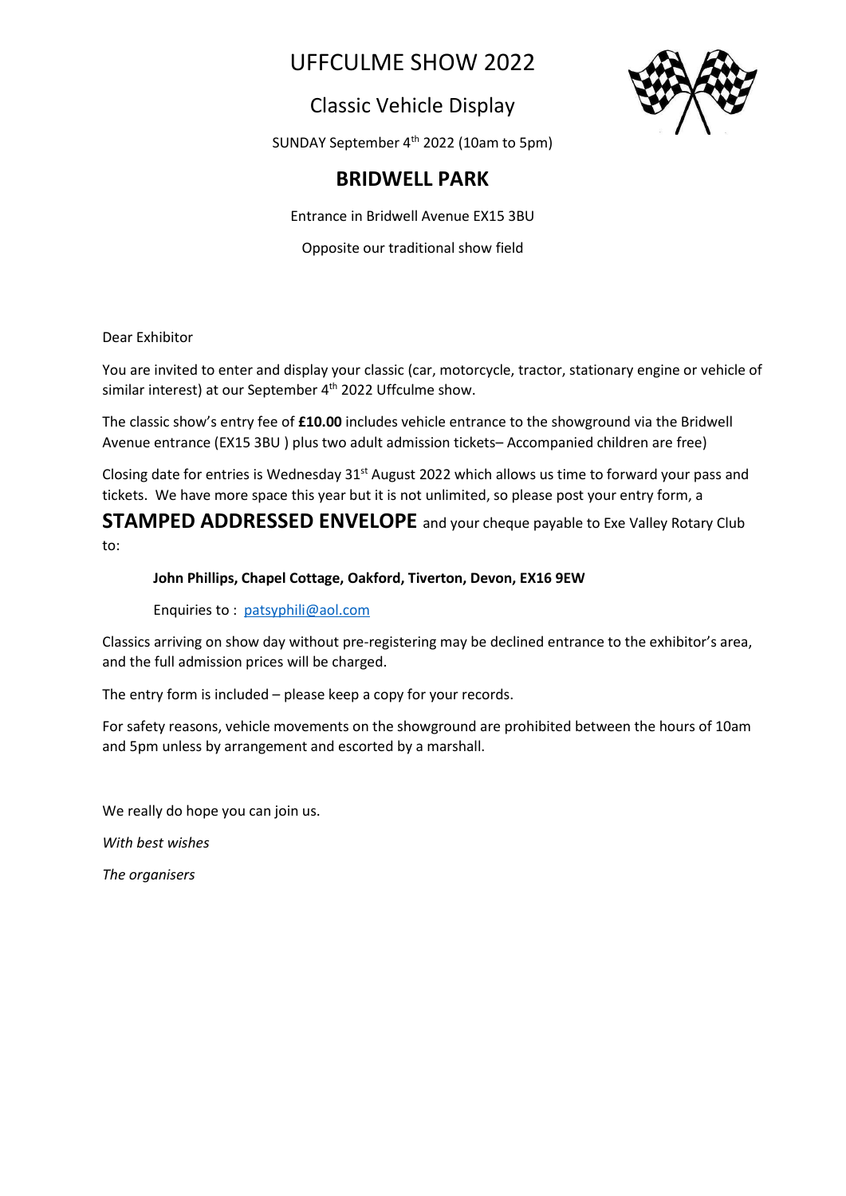# UFFCULME SHOW 2022

## Classic Vehicle Display

SUNDAY September 4th 2022 (10am to 5pm)

## BRIDWELL PARK

Entrance in Bridwell Avenue EX15 3BU

Opposite our traditional show field

Dear Exhibitor

You are invited to enter and display your classic (car, motorcycle, tractor, stationary engine or vehicle of similar interest) at our September 4th 2022 Uffculme show.

The classic show's entry fee of **£10.00** includes vehicle entrance to the showground via the Bridwell Avenue entrance (EX15 3BU ) plus two adult admission tickets– Accompanied children are free)

Closing date for entries is Wednesday 31st August 2022 which allows us time to forward your pass and tickets. We have more space this year but it is not unlimited, so please post your entry form, a **STAMPED ADDRESSED ENVELOPE** and your cheque payable to Exe Valley Rotary Club to:

**John Phillips, Chapel Cottage, Oakford, Tiverton, Devon, EX16 9EW**

Enquiries to : patsyphili@aol.com

Classics arriving on show day without pre-registering may be declined entrance to the exhibitor's area, and the full admission prices will be charged.

The entry form is included – please keep a copy for your records.

For safety reasons, vehicle movements on the showground are prohibited between the hours of 10am and 5pm unless by arrangement and escorted by a marshall.

We really do hope you can join us.

*With best wishes*

*The organisers*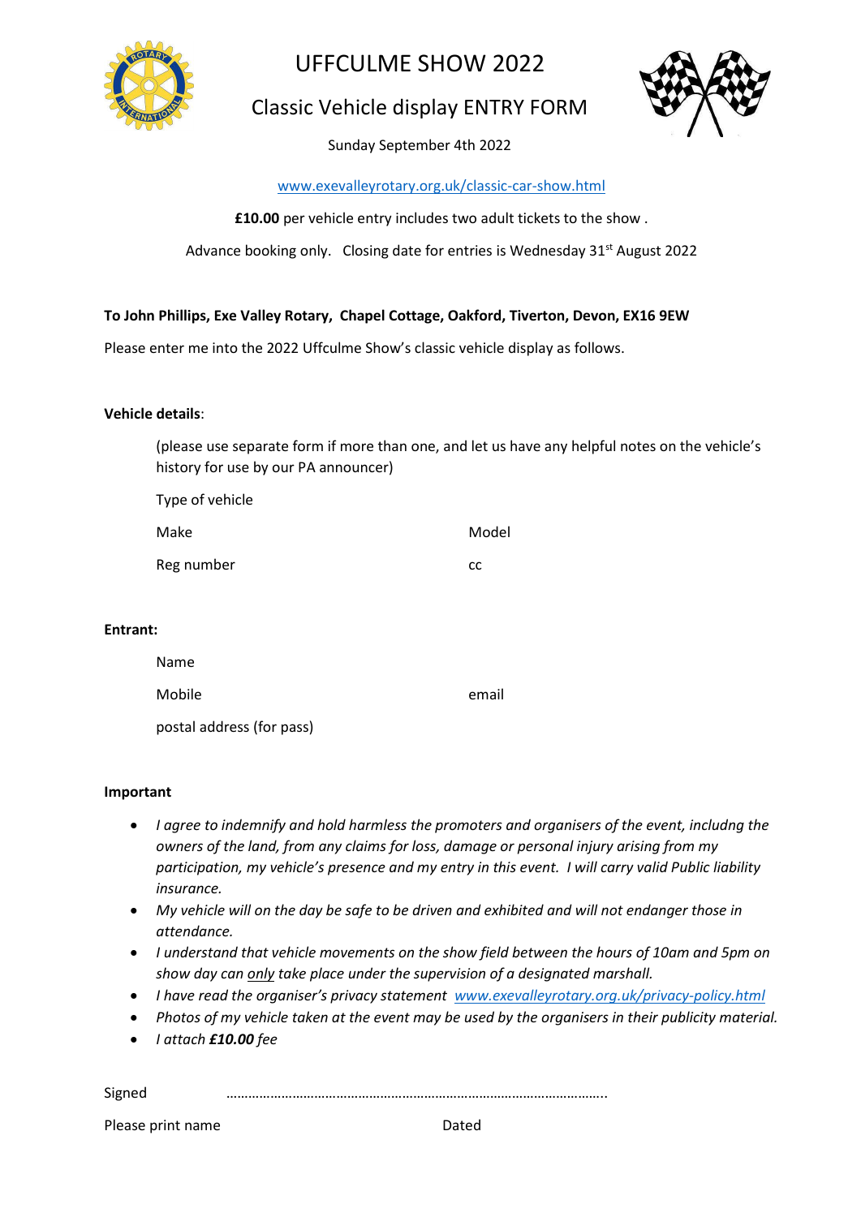# UFFCULME SHOW 2022

## Classic Vehicle display ENTRY FORM

Sunday September 4th 2022

www.exevalleyrotary.org.uk/classic-car-show.html

**£10.00** per vehicle entry includes two adult tickets to the show .

Advance booking only. Closing date for entries is Wednesday 31st August 2022

**To John Phillips, Exe Valley Rotary, Chapel Cottage, Oakford, Tiverton, Devon, EX16 9EW**

Please enter me into the 2022 Uffculme Show's classic vehicle display as follows.

**Vehicle details**:

(please use separate form if more than one, and let us have any helpful notes on the vehicle's history for use by our PA announcer)

Type of vehicle

Make Model

Reg number cc

**Entrant:**

Name

Mobile email

postal address (for pass)

**Important**

- *I agree to indemnify and hold harmless the promoters and organisers of the event, includng the owners of the land, from any claims for loss, damage or personal injury arising from my participation, my vehicle's presence and my entry in this event. I will carry valid Public liability insurance.*
- *My vehicle will on the day be safe to be driven and exhibited and will not endanger those in attendance.*
- *I understand that vehicle movements on the show field between the hours of 10am and 5pm on show day can only take place under the supervision of a designated marshall.*
- *I have read the organiser's privacy statement www.exevalleyrotary.org.uk/privacy-policy.html*
- *Photos of my vehicle taken at the event may be used by the organisers in their publicity material.*
- *I attach **£10.00** fee*

Signed ………………………………………………………………………………………..

Please print name Dated